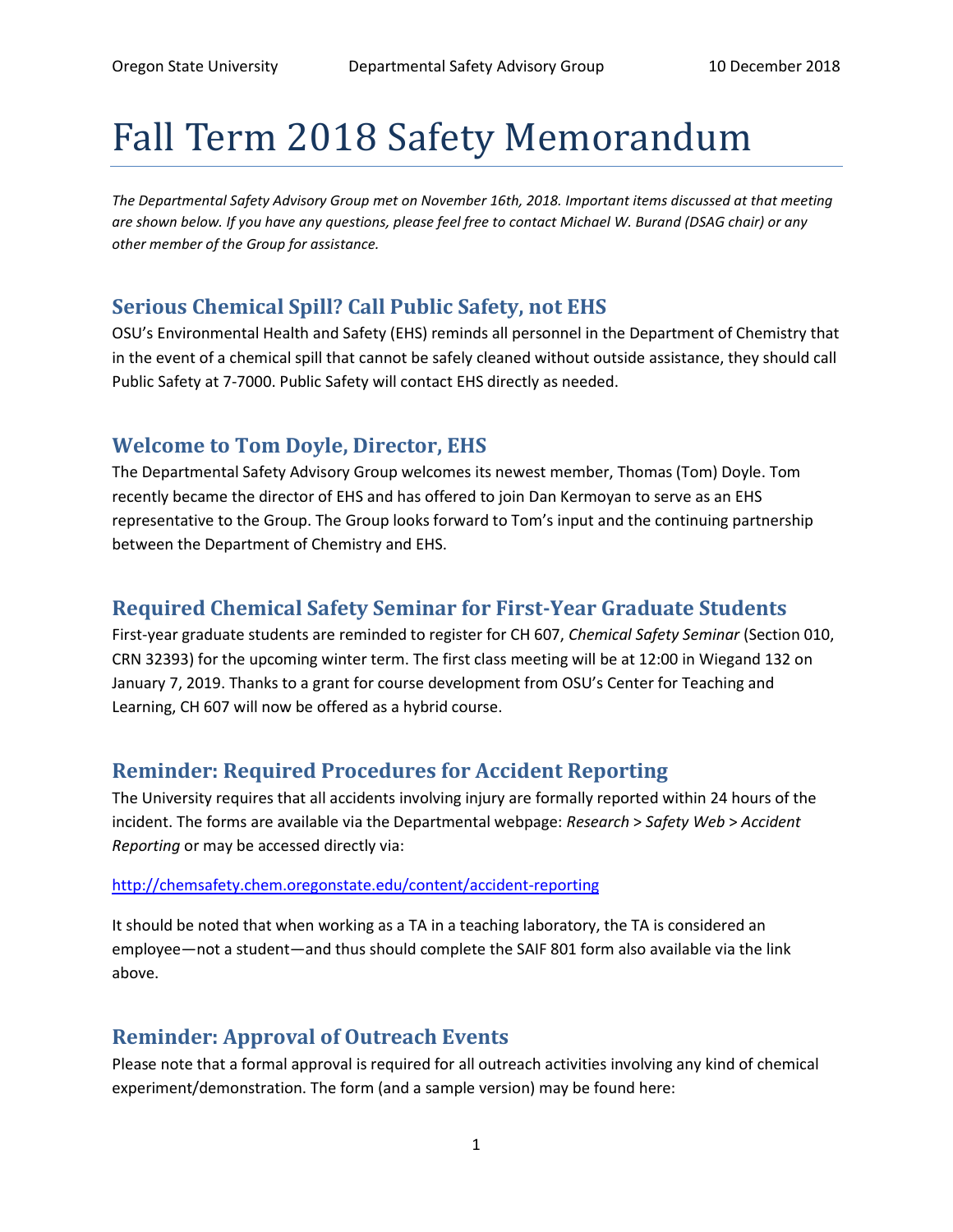# Fall Term 2018 Safety Memorandum

*The Departmental Safety Advisory Group met on November 16th, 2018. Important items discussed at that meeting are shown below. If you have any questions, please feel free to contact Michael W. Burand (DSAG chair) or any other member of the Group for assistance.*

## Serious Chemical Spill? Call Public Safety, not EHS

OSU's Environmental Health and Safety (EHS) reminds all personnel in the Department of Chemistry that in the event of a chemical spill that cannot be safely cleaned without outside assistance, they should call Public Safety at 7-7000. Public Safety will contact EHS directly as needed.

## Welcome to Tom Doyle, Director, EHS

The Departmental Safety Advisory Group welcomes its newest member, Thomas (Tom) Doyle. Tom recently became the director of EHS and has offered to join Dan Kermoyan to serve as an EHS representative to the Group. The Group looks forward to Tom's input and the continuing partnership between the Department of Chemistry and EHS.

## Required Chemical Safety Seminar for First-Year Graduate Students

First-year graduate students are reminded to register for CH 607, *Chemical Safety Seminar* (Section 010, CRN 32393) for the upcoming winter term. The first class meeting will be at 12:00 in Wiegand 132 on January 7, 2019. Thanks to a grant for course development from OSU's Center for Teaching and Learning, CH 607 will now be offered as a hybrid course.

## Reminder: Required Procedures for Accident Reporting

The University requires that all accidents involving injury are formally reported within 24 hours of the incident. The forms are available via the Departmental webpage: *Research* > *Safety Web* > *Accident Reporting* or may be accessed directly via:

http://chemsafety.chem.oregonstate.edu/content/accident-reporting

It should be noted that when working as a TA in a teaching laboratory, the TA is considered an employee—not a student—and thus should complete the SAIF 801 form also available via the link above.

## Reminder: Approval of Outreach Events

Please note that a formal approval is required for all outreach activities involving any kind of chemical experiment/demonstration. The form (and a sample version) may be found here: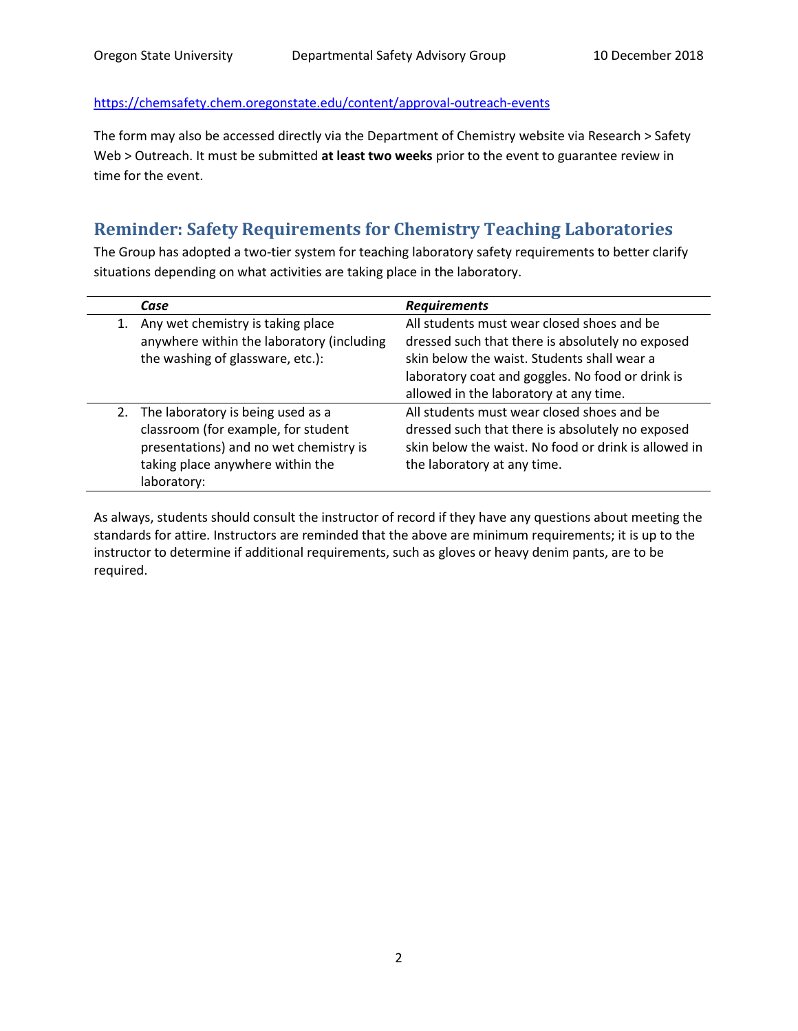https://chemsafety.chem.oregonstate.edu/content/approval-outreach-events

The form may also be accessed directly via the Department of Chemistry website via Research > Safety Web > Outreach. It must be submitted **at least two weeks** prior to the event to guarantee review in time for the event.

## Reminder: Safety Requirements for Chemistry Teaching Laboratories

The Group has adopted a two-tier system for teaching laboratory safety requirements to better clarify situations depending on what activities are taking place in the laboratory.

| | ***Case*** | ***Requirements*** |
|---|---|---|
| 1. | Any wet chemistry is taking place anywhere within the laboratory (including the washing of glassware, etc.): | All students must wear closed shoes and be dressed such that there is absolutely no exposed skin below the waist. Students shall wear a laboratory coat and goggles. No food or drink is allowed in the laboratory at any time. |
| 2. | The laboratory is being used as a classroom (for example, for student presentations) and no wet chemistry is taking place anywhere within the laboratory: | All students must wear closed shoes and be dressed such that there is absolutely no exposed skin below the waist. No food or drink is allowed in the laboratory at any time. |

As always, students should consult the instructor of record if they have any questions about meeting the standards for attire. Instructors are reminded that the above are minimum requirements; it is up to the instructor to determine if additional requirements, such as gloves or heavy denim pants, are to be required.